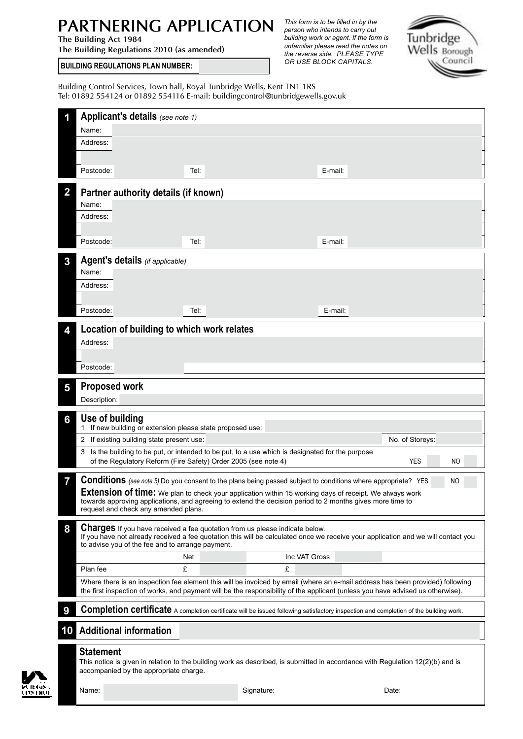# PARTNERING APPLICATION

**The Building Act 1984**
**The Building Regulations 2010 (as amended)**

**BUILDING REGULATIONS PLAN NUMBER:**

*This form is to be filled in by the person who intends to carry out building work or agent. If the form is unfamiliar please read the notes on the reverse side. PLEASE TYPE OR USE BLOCK CAPITALS.*

Tunbridge Wells Borough Council

Building Control Services, Town hall, Royal Tunbridge Wells, Kent TN1 1RS
Tel: 01892 554124 or 01892 554116 E-mail: buildingcontrol@tunbridgewells.gov.uk

## 1 Applicant's details *(see note 1)*

Name:

Address:

Postcode: Tel: E-mail:

## 2 Partner authority details (if known)

Name:

Address:

Postcode: Tel: E-mail:

## 3 Agent's details *(if applicable)*

Name:

Address:

Postcode: Tel: E-mail:

## 4 Location of building to which work relates

Address:

Postcode:

## 5 Proposed work

Description:

## 6 Use of building

1 If new building or extension please state proposed use:

2 If existing building state present use: No. of Storeys:

3 Is the building to be put, or intended to be put, to a use which is designated for the purpose of the Regulatory Reform (Fire Safety) Order 2005 (see note 4) YES NO

## 7 Conditions

*(see note 5)* Do you consent to the plans being passed subject to conditions where appropriate? YES NO

**Extension of time:** We plan to check your application within 15 working days of receipt. We always work towards approving applications, and agreeing to extend the decision period to 2 months gives more time to request and check any amended plans.

## 8 Charges

If you have received a fee quotation from us please indicate below.
If you have not already received a fee quotation this will be calculated once we receive your application and we will contact you to advise you of the fee and to arrange payment.

| | Net | | Inc VAT Gross | |
|---|---|---|---|---|
| Plan fee | £ | | £ | |

Where there is an inspection fee element this will be invoiced by email (where an e-mail address has been provided) following the first inspection of works, and payment will be the responsibility of the applicant (unless you have advised us otherwise).

## 9 Completion certificate

A completion certificate will be issued following satisfactory inspection and completion of the building work.

## 10 Additional information

## Statement

This notice is given in relation to the building work as described, is submitted in accordance with Regulation 12(2)(b) and is accompanied by the appropriate charge.

Name: Signature: Date: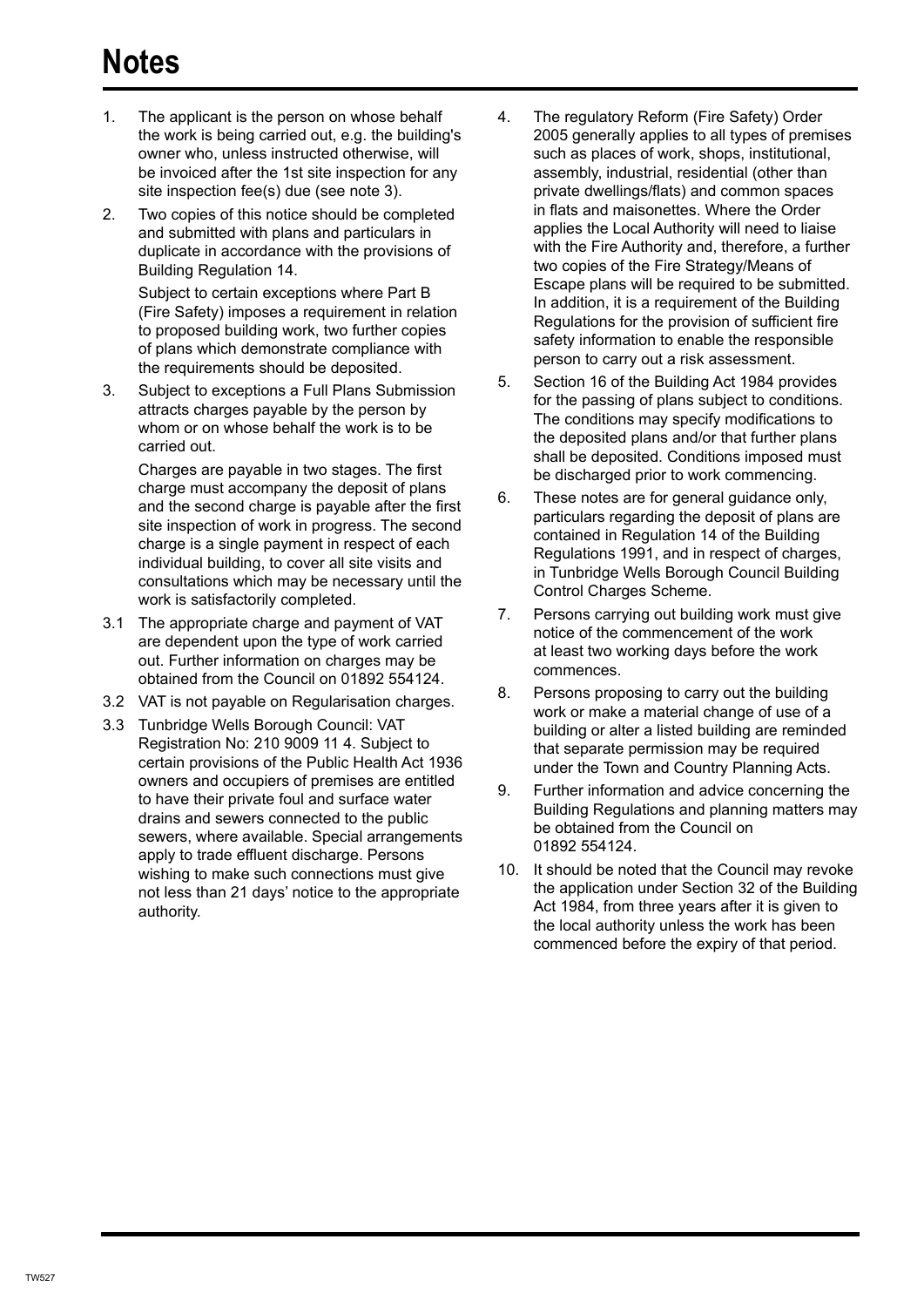# Notes

1. The applicant is the person on whose behalf the work is being carried out, e.g. the building's owner who, unless instructed otherwise, will be invoiced after the 1st site inspection for any site inspection fee(s) due (see note 3).
2. Two copies of this notice should be completed and submitted with plans and particulars in duplicate in accordance with the provisions of Building Regulation 14.

   Subject to certain exceptions where Part B (Fire Safety) imposes a requirement in relation to proposed building work, two further copies of plans which demonstrate compliance with the requirements should be deposited.
3. Subject to exceptions a Full Plans Submission attracts charges payable by the person by whom or on whose behalf the work is to be carried out.

   Charges are payable in two stages. The first charge must accompany the deposit of plans and the second charge is payable after the first site inspection of work in progress. The second charge is a single payment in respect of each individual building, to cover all site visits and consultations which may be necessary until the work is satisfactorily completed.

3.1 The appropriate charge and payment of VAT are dependent upon the type of work carried out. Further information on charges may be obtained from the Council on 01892 554124.

3.2 VAT is not payable on Regularisation charges.

3.3 Tunbridge Wells Borough Council: VAT Registration No: 210 9009 11 4. Subject to certain provisions of the Public Health Act 1936 owners and occupiers of premises are entitled to have their private foul and surface water drains and sewers connected to the public sewers, where available. Special arrangements apply to trade effluent discharge. Persons wishing to make such connections must give not less than 21 days' notice to the appropriate authority.

4. The regulatory Reform (Fire Safety) Order 2005 generally applies to all types of premises such as places of work, shops, institutional, assembly, industrial, residential (other than private dwellings/flats) and common spaces in flats and maisonettes. Where the Order applies the Local Authority will need to liaise with the Fire Authority and, therefore, a further two copies of the Fire Strategy/Means of Escape plans will be required to be submitted. In addition, it is a requirement of the Building Regulations for the provision of sufficient fire safety information to enable the responsible person to carry out a risk assessment.
5. Section 16 of the Building Act 1984 provides for the passing of plans subject to conditions. The conditions may specify modifications to the deposited plans and/or that further plans shall be deposited. Conditions imposed must be discharged prior to work commencing.
6. These notes are for general guidance only, particulars regarding the deposit of plans are contained in Regulation 14 of the Building Regulations 1991, and in respect of charges, in Tunbridge Wells Borough Council Building Control Charges Scheme.
7. Persons carrying out building work must give notice of the commencement of the work at least two working days before the work commences.
8. Persons proposing to carry out the building work or make a material change of use of a building or alter a listed building are reminded that separate permission may be required under the Town and Country Planning Acts.
9. Further information and advice concerning the Building Regulations and planning matters may be obtained from the Council on 01892 554124.
10. It should be noted that the Council may revoke the application under Section 32 of the Building Act 1984, from three years after it is given to the local authority unless the work has been commenced before the expiry of that period.

TW527